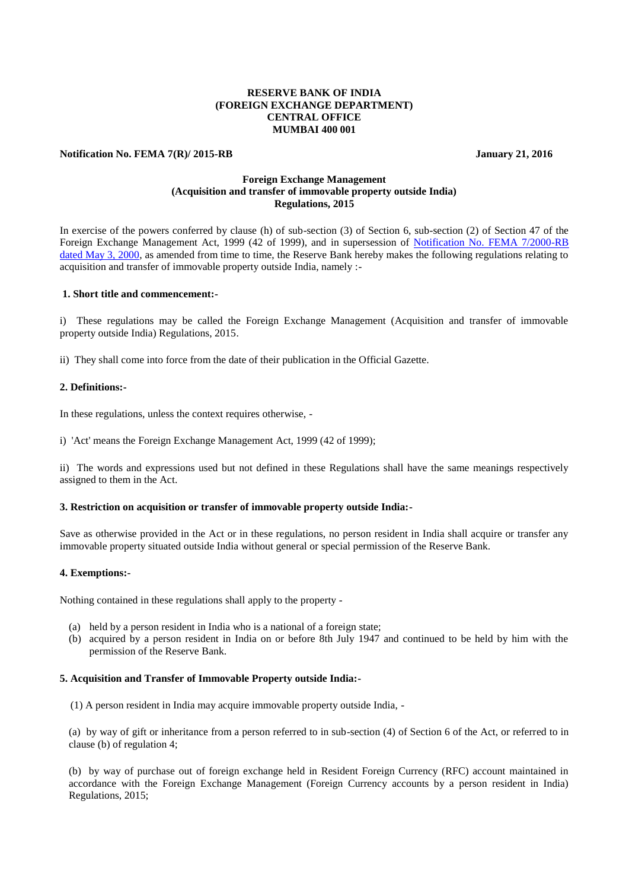**RESERVE BANK OF INDIA**
**(FOREIGN EXCHANGE DEPARTMENT)**
**CENTRAL OFFICE**
**MUMBAI 400 001**

**Notification No. FEMA 7(R)/ 2015-RB** **January 21, 2016**

**Foreign Exchange Management**
**(Acquisition and transfer of immovable property outside India)**
**Regulations, 2015**

In exercise of the powers conferred by clause (h) of sub-section (3) of Section 6, sub-section (2) of Section 47 of the Foreign Exchange Management Act, 1999 (42 of 1999), and in supersession of Notification No. FEMA 7/2000-RB dated May 3, 2000, as amended from time to time, the Reserve Bank hereby makes the following regulations relating to acquisition and transfer of immovable property outside India, namely :-

**1. Short title and commencement:-**

i) These regulations may be called the Foreign Exchange Management (Acquisition and transfer of immovable property outside India) Regulations, 2015.

ii) They shall come into force from the date of their publication in the Official Gazette.

**2. Definitions:-**

In these regulations, unless the context requires otherwise, -

i) 'Act' means the Foreign Exchange Management Act, 1999 (42 of 1999);

ii) The words and expressions used but not defined in these Regulations shall have the same meanings respectively assigned to them in the Act.

**3. Restriction on acquisition or transfer of immovable property outside India:-**

Save as otherwise provided in the Act or in these regulations, no person resident in India shall acquire or transfer any immovable property situated outside India without general or special permission of the Reserve Bank.

**4. Exemptions:-**

Nothing contained in these regulations shall apply to the property -

(a) held by a person resident in India who is a national of a foreign state;
(b) acquired by a person resident in India on or before 8th July 1947 and continued to be held by him with the permission of the Reserve Bank.

**5. Acquisition and Transfer of Immovable Property outside India:-**

(1) A person resident in India may acquire immovable property outside India, -

(a) by way of gift or inheritance from a person referred to in sub-section (4) of Section 6 of the Act, or referred to in clause (b) of regulation 4;

(b) by way of purchase out of foreign exchange held in Resident Foreign Currency (RFC) account maintained in accordance with the Foreign Exchange Management (Foreign Currency accounts by a person resident in India) Regulations, 2015;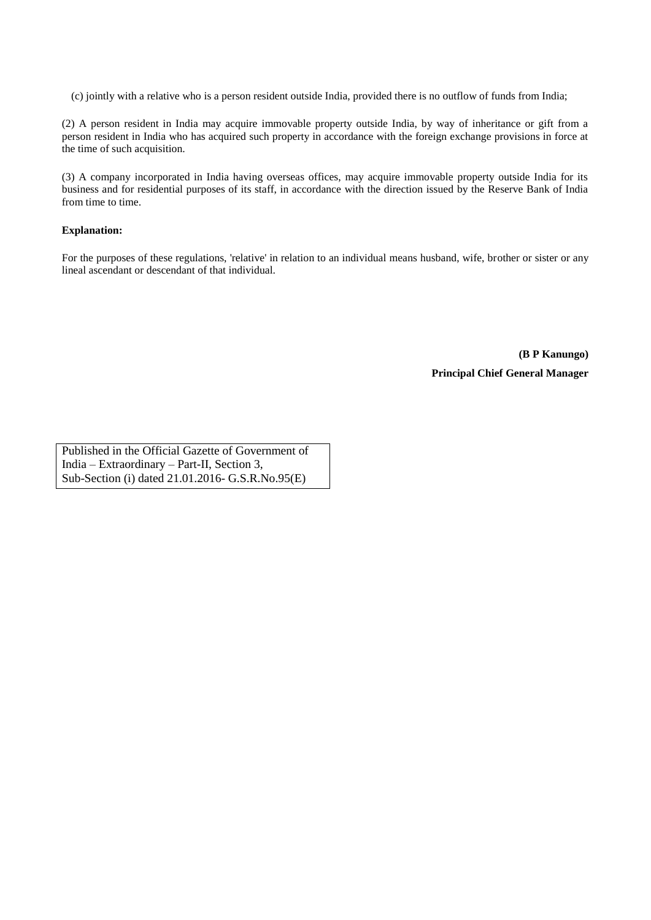(c) jointly with a relative who is a person resident outside India, provided there is no outflow of funds from India;

(2) A person resident in India may acquire immovable property outside India, by way of inheritance or gift from a person resident in India who has acquired such property in accordance with the foreign exchange provisions in force at the time of such acquisition.

(3) A company incorporated in India having overseas offices, may acquire immovable property outside India for its business and for residential purposes of its staff, in accordance with the direction issued by the Reserve Bank of India from time to time.

**Explanation:**

For the purposes of these regulations, 'relative' in relation to an individual means husband, wife, brother or sister or any lineal ascendant or descendant of that individual.

**(B P Kanungo)**

**Principal Chief General Manager**

Published in the Official Gazette of Government of India – Extraordinary – Part-II, Section 3, Sub-Section (i) dated 21.01.2016- G.S.R.No.95(E)